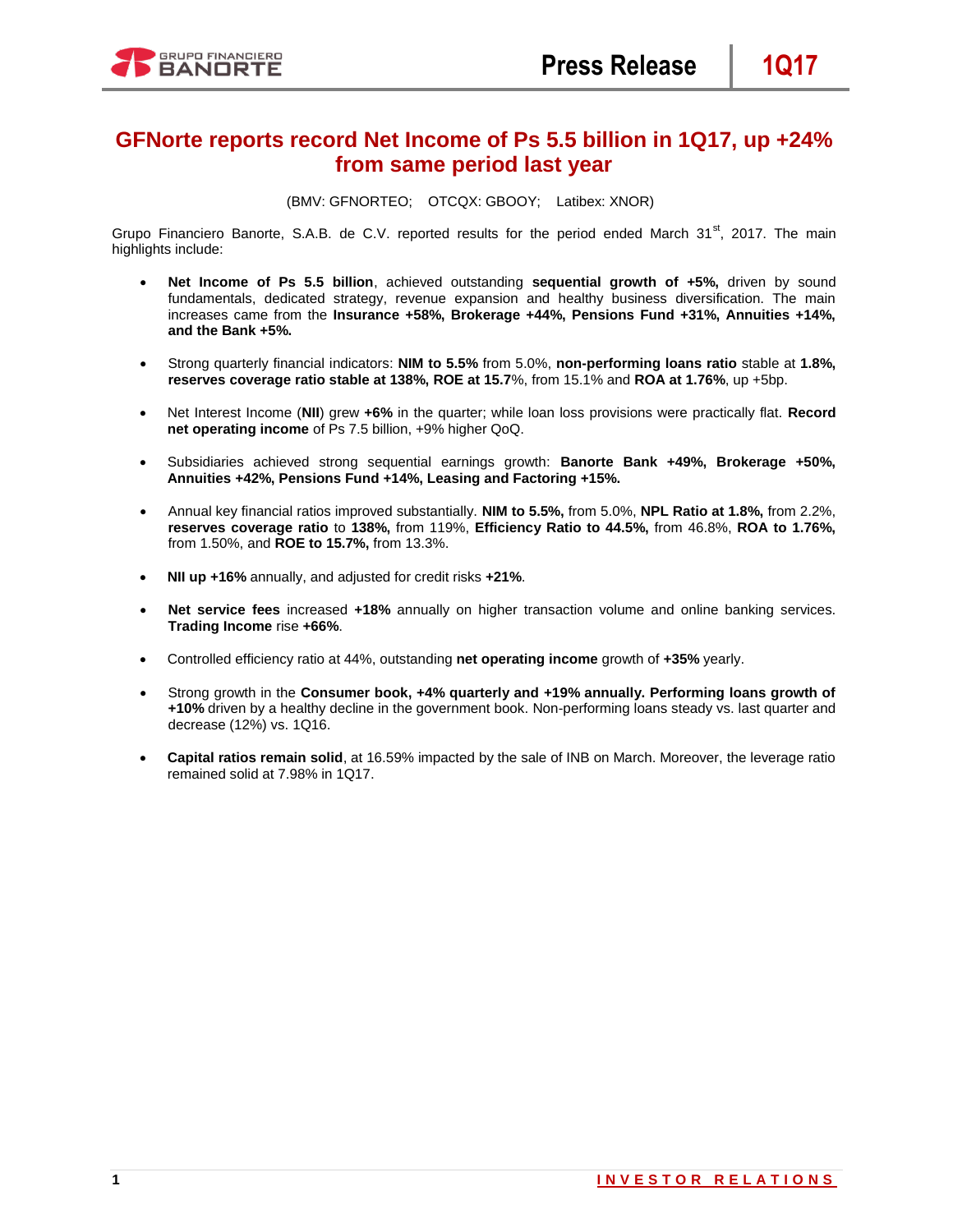# GFNorte reports record Net Income of Ps 5.5 billion in 1Q17, up +24% from same period last year

(BMV: GFNORTEO; OTCQX: GBOOY; Latibex: XNOR)

Grupo Financiero Banorte, S.A.B. de C.V. reported results for the period ended March 31st, 2017. The main highlights include:

- **Net Income of Ps 5.5 billion**, achieved outstanding **sequential growth of +5%,** driven by sound fundamentals, dedicated strategy, revenue expansion and healthy business diversification. The main increases came from the **Insurance +58%, Brokerage +44%, Pensions Fund +31%, Annuities +14%, and the Bank +5%.**

- Strong quarterly financial indicators: **NIM to 5.5%** from 5.0%, **non-performing loans ratio** stable at **1.8%, reserves coverage ratio stable at 138%, ROE at 15.7**%, from 15.1% and **ROA at 1.76%**, up +5bp.

- Net Interest Income (**NII**) grew **+6%** in the quarter; while loan loss provisions were practically flat. **Record net operating income** of Ps 7.5 billion, +9% higher QoQ.

- Subsidiaries achieved strong sequential earnings growth: **Banorte Bank +49%, Brokerage +50%, Annuities +42%, Pensions Fund +14%, Leasing and Factoring +15%.**

- Annual key financial ratios improved substantially. **NIM to 5.5%,** from 5.0%, **NPL Ratio at 1.8%,** from 2.2%, **reserves coverage ratio** to **138%,** from 119%, **Efficiency Ratio to 44.5%,** from 46.8%, **ROA to 1.76%,** from 1.50%, and **ROE to 15.7%,** from 13.3%.

- **NII up +16%** annually, and adjusted for credit risks **+21%**.

- **Net service fees** increased **+18%** annually on higher transaction volume and online banking services. **Trading Income** rise **+66%**.

- Controlled efficiency ratio at 44%, outstanding **net operating income** growth of **+35%** yearly.

- Strong growth in the **Consumer book, +4% quarterly and +19% annually. Performing loans growth of +10%** driven by a healthy decline in the government book. Non-performing loans steady vs. last quarter and decrease (12%) vs. 1Q16.

- **Capital ratios remain solid**, at 16.59% impacted by the sale of INB on March. Moreover, the leverage ratio remained solid at 7.98% in 1Q17.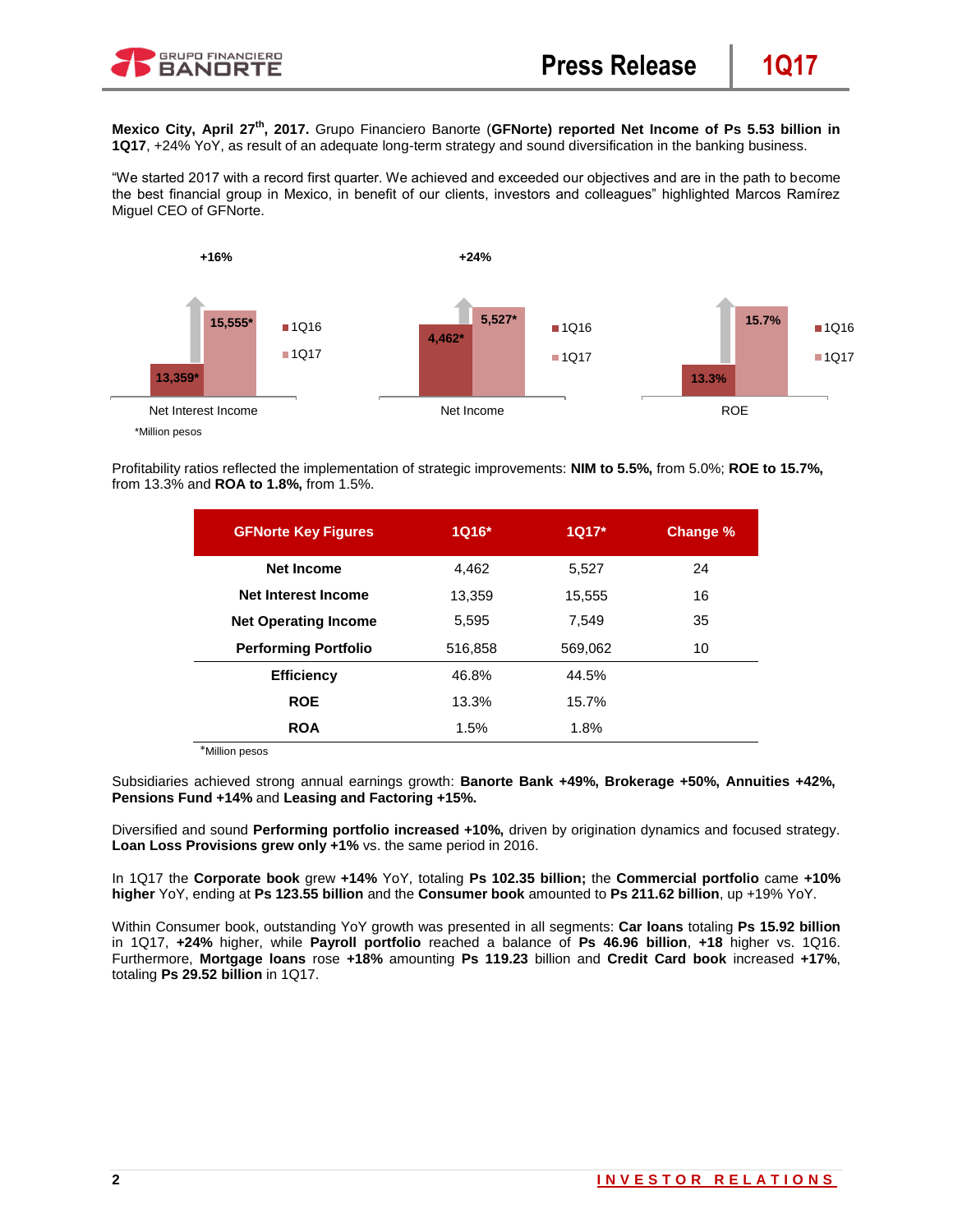**Mexico City, April 27th, 2017.** Grupo Financiero Banorte (**GFNorte) reported Net Income of Ps 5.53 billion in 1Q17**, +24% YoY, as result of an adequate long-term strategy and sound diversification in the banking business.

"We started 2017 with a record first quarter. We achieved and exceeded our objectives and are in the path to become the best financial group in Mexico, in benefit of our clients, investors and colleagues" highlighted Marcos Ramírez Miguel CEO of GFNorte.

| | 1Q16 | 1Q17 | Change |
|---|---|---|---|
| Net Interest Income | 13,359* | 15,555* | +16% |
| Net Income | 4,462* | 5,527* | +24% |
| ROE | 13.3% | 15.7% | |

*Million pesos

Profitability ratios reflected the implementation of strategic improvements: **NIM to 5.5%,** from 5.0%; **ROE to 15.7%,** from 13.3% and **ROA to 1.8%,** from 1.5%.

| GFNorte Key Figures | 1Q16* | 1Q17* | Change % |
|---|---|---|---|
| **Net Income** | 4,462 | 5,527 | 24 |
| **Net Interest Income** | 13,359 | 15,555 | 16 |
| **Net Operating Income** | 5,595 | 7,549 | 35 |
| **Performing Portfolio** | 516,858 | 569,062 | 10 |
| **Efficiency** | 46.8% | 44.5% | |
| **ROE** | 13.3% | 15.7% | |
| **ROA** | 1.5% | 1.8% | |

*Million pesos

Subsidiaries achieved strong annual earnings growth: **Banorte Bank +49%, Brokerage +50%, Annuities +42%, Pensions Fund +14%** and **Leasing and Factoring +15%.**

Diversified and sound **Performing portfolio increased +10%,** driven by origination dynamics and focused strategy. **Loan Loss Provisions grew only +1%** vs. the same period in 2016.

In 1Q17 the **Corporate book** grew **+14%** YoY, totaling **Ps 102.35 billion;** the **Commercial portfolio** came **+10% higher** YoY, ending at **Ps 123.55 billion** and the **Consumer book** amounted to **Ps 211.62 billion**, up +19% YoY.

Within Consumer book, outstanding YoY growth was presented in all segments: **Car loans** totaling **Ps 15.92 billion** in 1Q17, **+24%** higher, while **Payroll portfolio** reached a balance of **Ps 46.96 billion**, **+18** higher vs. 1Q16. Furthermore, **Mortgage loans** rose **+18%** amounting **Ps 119.23** billion and **Credit Card book** increased **+17%**, totaling **Ps 29.52 billion** in 1Q17.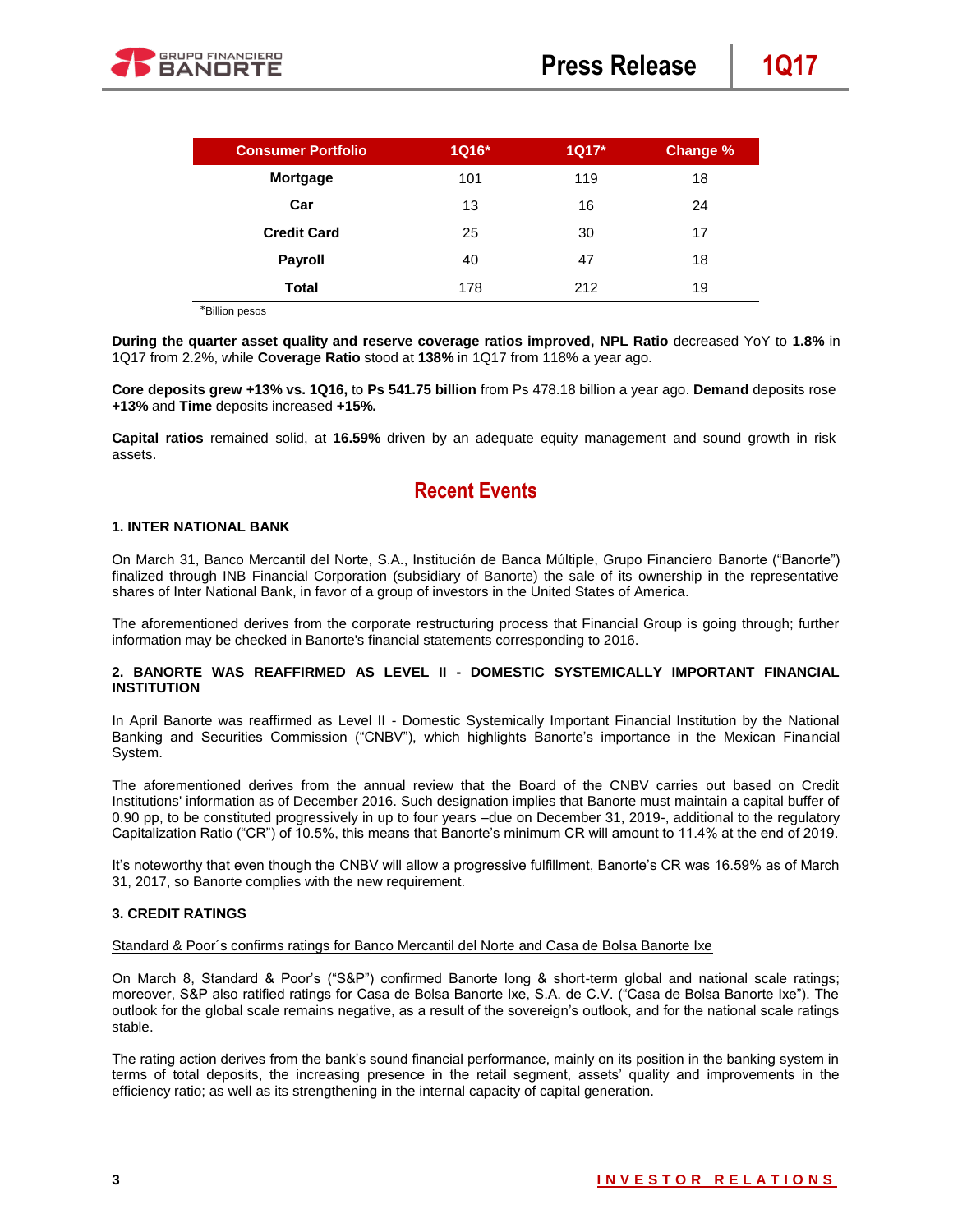| Consumer Portfolio | 1Q16* | 1Q17* | Change % |
|---|---|---|---|
| **Mortgage** | 101 | 119 | 18 |
| **Car** | 13 | 16 | 24 |
| **Credit Card** | 25 | 30 | 17 |
| **Payroll** | 40 | 47 | 18 |
| **Total** | 178 | 212 | 19 |

*Billion pesos

**During the quarter asset quality and reserve coverage ratios improved, NPL Ratio** decreased YoY to **1.8%** in 1Q17 from 2.2%, while **Coverage Ratio** stood at **138%** in 1Q17 from 118% a year ago.

**Core deposits grew +13% vs. 1Q16,** to **Ps 541.75 billion** from Ps 478.18 billion a year ago. **Demand** deposits rose **+13%** and **Time** deposits increased **+15%.**

**Capital ratios** remained solid, at **16.59%** driven by an adequate equity management and sound growth in risk assets.

## Recent Events

### 1. INTER NATIONAL BANK

On March 31, Banco Mercantil del Norte, S.A., Institución de Banca Múltiple, Grupo Financiero Banorte ("Banorte") finalized through INB Financial Corporation (subsidiary of Banorte) the sale of its ownership in the representative shares of Inter National Bank, in favor of a group of investors in the United States of America.

The aforementioned derives from the corporate restructuring process that Financial Group is going through; further information may be checked in Banorte's financial statements corresponding to 2016.

### 2. BANORTE WAS REAFFIRMED AS LEVEL II - DOMESTIC SYSTEMICALLY IMPORTANT FINANCIAL INSTITUTION

In April Banorte was reaffirmed as Level II - Domestic Systemically Important Financial Institution by the National Banking and Securities Commission ("CNBV"), which highlights Banorte's importance in the Mexican Financial System.

The aforementioned derives from the annual review that the Board of the CNBV carries out based on Credit Institutions' information as of December 2016. Such designation implies that Banorte must maintain a capital buffer of 0.90 pp, to be constituted progressively in up to four years –due on December 31, 2019-, additional to the regulatory Capitalization Ratio ("CR") of 10.5%, this means that Banorte's minimum CR will amount to 11.4% at the end of 2019.

It's noteworthy that even though the CNBV will allow a progressive fulfillment, Banorte's CR was 16.59% as of March 31, 2017, so Banorte complies with the new requirement.

### 3. CREDIT RATINGS

Standard & Poor´s confirms ratings for Banco Mercantil del Norte and Casa de Bolsa Banorte Ixe

On March 8, Standard & Poor's ("S&P") confirmed Banorte long & short-term global and national scale ratings; moreover, S&P also ratified ratings for Casa de Bolsa Banorte Ixe, S.A. de C.V. ("Casa de Bolsa Banorte Ixe"). The outlook for the global scale remains negative, as a result of the sovereign's outlook, and for the national scale ratings stable.

The rating action derives from the bank's sound financial performance, mainly on its position in the banking system in terms of total deposits, the increasing presence in the retail segment, assets' quality and improvements in the efficiency ratio; as well as its strengthening in the internal capacity of capital generation.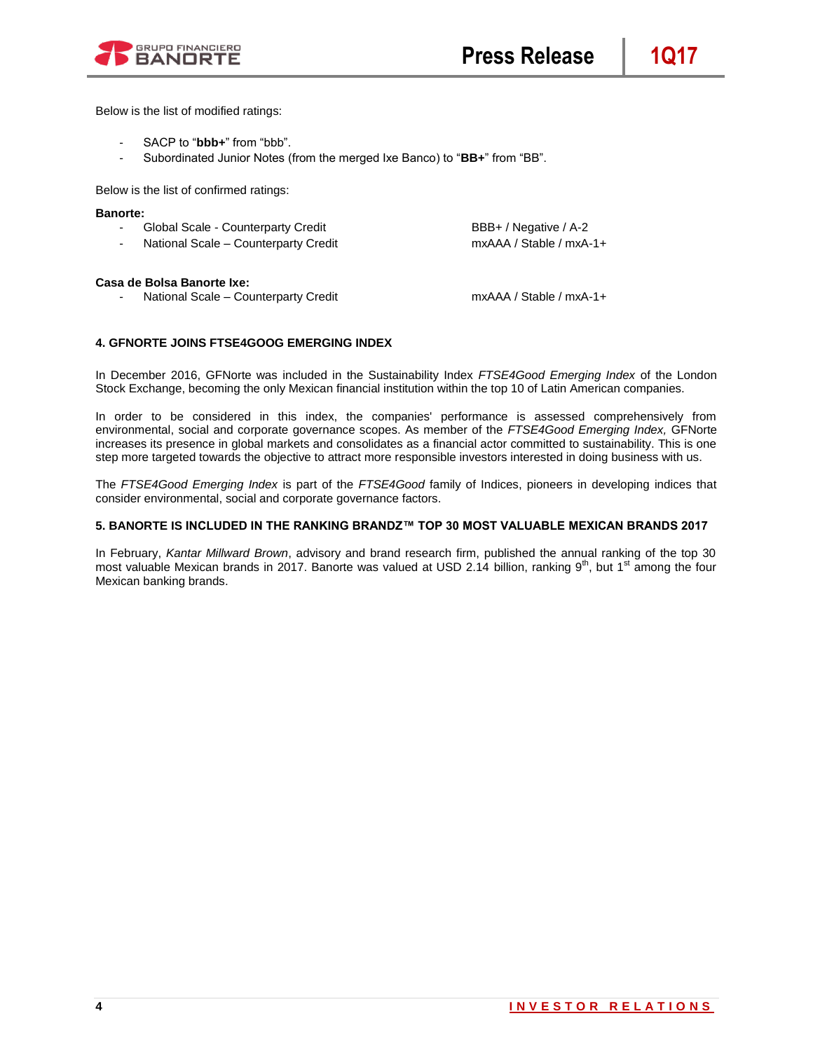Below is the list of modified ratings:

- SACP to "**bbb+**" from "bbb".
- Subordinated Junior Notes (from the merged Ixe Banco) to "**BB+**" from "BB".

Below is the list of confirmed ratings:

**Banorte:**

| | |
|---|---|
| - Global Scale - Counterparty Credit | BBB+ / Negative / A-2 |
| - National Scale – Counterparty Credit | mxAAA / Stable / mxA-1+ |

**Casa de Bolsa Banorte Ixe:**

| | |
|---|---|
| - National Scale – Counterparty Credit | mxAAA / Stable / mxA-1+ |

#### 4. GFNORTE JOINS FTSE4GOOG EMERGING INDEX

In December 2016, GFNorte was included in the Sustainability Index *FTSE4Good Emerging Index* of the London Stock Exchange, becoming the only Mexican financial institution within the top 10 of Latin American companies.

In order to be considered in this index, the companies' performance is assessed comprehensively from environmental, social and corporate governance scopes. As member of the *FTSE4Good Emerging Index,* GFNorte increases its presence in global markets and consolidates as a financial actor committed to sustainability. This is one step more targeted towards the objective to attract more responsible investors interested in doing business with us.

The *FTSE4Good Emerging Index* is part of the *FTSE4Good* family of Indices, pioneers in developing indices that consider environmental, social and corporate governance factors.

#### 5. BANORTE IS INCLUDED IN THE RANKING BRANDZ™ TOP 30 MOST VALUABLE MEXICAN BRANDS 2017

In February, *Kantar Millward Brown*, advisory and brand research firm, published the annual ranking of the top 30 most valuable Mexican brands in 2017. Banorte was valued at USD 2.14 billion, ranking 9th, but 1st among the four Mexican banking brands.